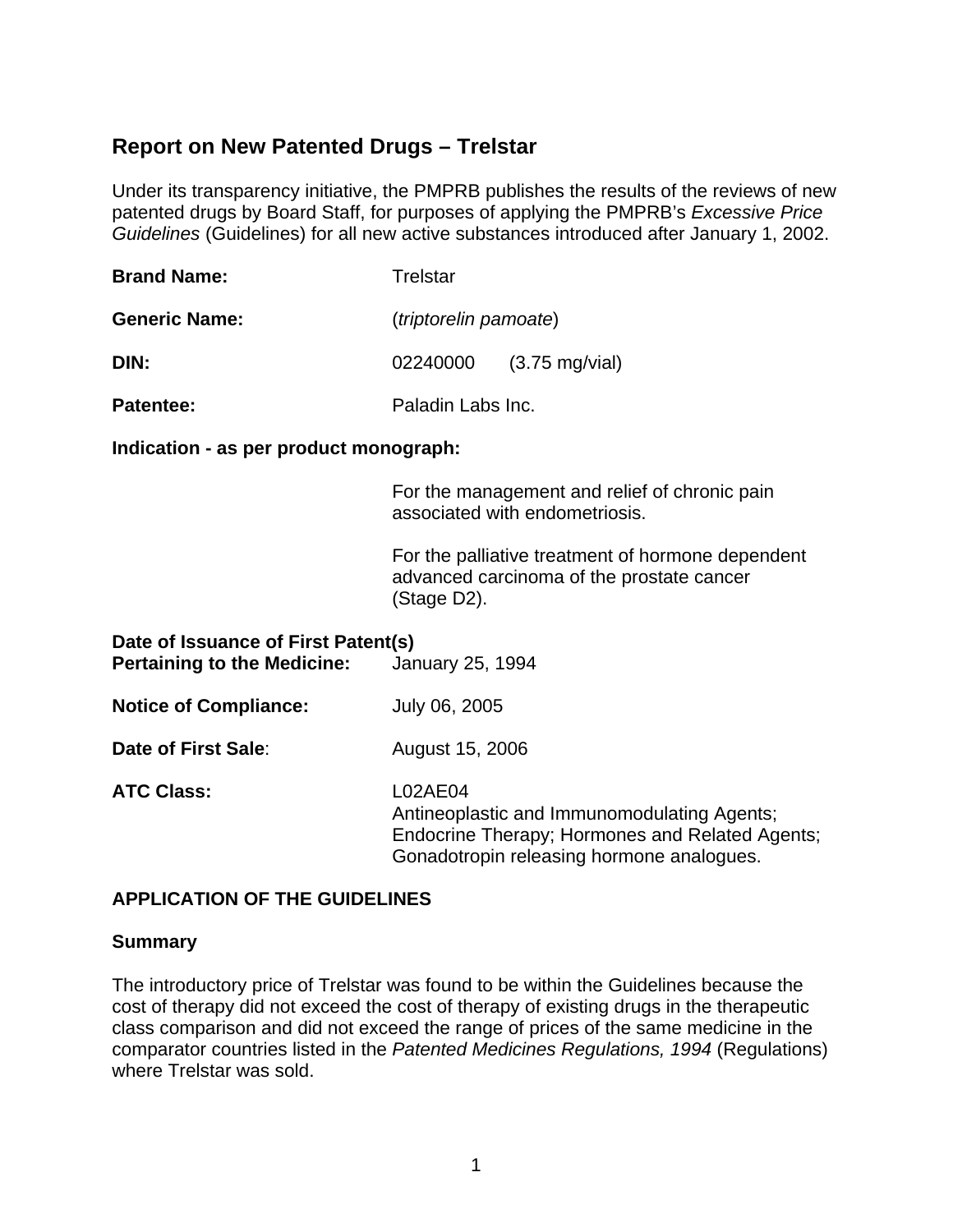# Report on New Patented Drugs – Trelstar

Under its transparency initiative, the PMPRB publishes the results of the reviews of new patented drugs by Board Staff, for purposes of applying the PMPRB's *Excessive Price Guidelines* (Guidelines) for all new active substances introduced after January 1, 2002.

**Brand Name:** Trelstar

**Generic Name:** (*triptorelin pamoate*)

**DIN:** 02240000 (3.75 mg/vial)

**Patentee:** Paladin Labs Inc.

**Indication - as per product monograph:**

For the management and relief of chronic pain associated with endometriosis.

For the palliative treatment of hormone dependent advanced carcinoma of the prostate cancer (Stage D2).

**Date of Issuance of First Patent(s) Pertaining to the Medicine:** January 25, 1994

**Notice of Compliance:** July 06, 2005

**Date of First Sale**: August 15, 2006

**ATC Class:** L02AE04
Antineoplastic and Immunomodulating Agents; Endocrine Therapy; Hormones and Related Agents; Gonadotropin releasing hormone analogues.

## APPLICATION OF THE GUIDELINES

### Summary

The introductory price of Trelstar was found to be within the Guidelines because the cost of therapy did not exceed the cost of therapy of existing drugs in the therapeutic class comparison and did not exceed the range of prices of the same medicine in the comparator countries listed in the *Patented Medicines Regulations, 1994* (Regulations) where Trelstar was sold.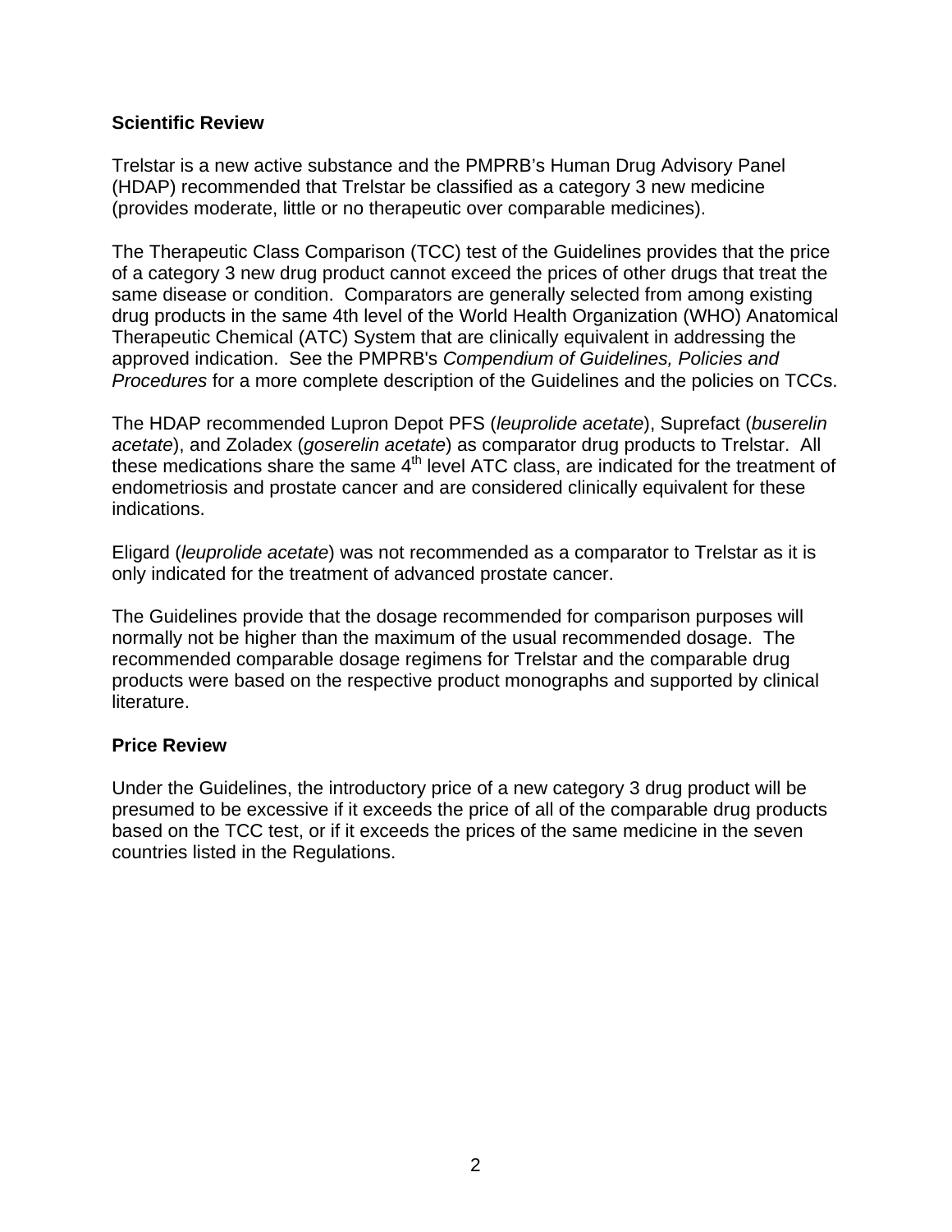**Scientific Review**

Trelstar is a new active substance and the PMPRB's Human Drug Advisory Panel (HDAP) recommended that Trelstar be classified as a category 3 new medicine (provides moderate, little or no therapeutic over comparable medicines).

The Therapeutic Class Comparison (TCC) test of the Guidelines provides that the price of a category 3 new drug product cannot exceed the prices of other drugs that treat the same disease or condition. Comparators are generally selected from among existing drug products in the same 4th level of the World Health Organization (WHO) Anatomical Therapeutic Chemical (ATC) System that are clinically equivalent in addressing the approved indication. See the PMPRB's *Compendium of Guidelines, Policies and Procedures* for a more complete description of the Guidelines and the policies on TCCs.

The HDAP recommended Lupron Depot PFS (*leuprolide acetate*), Suprefact (*buserelin acetate*), and Zoladex (*goserelin acetate*) as comparator drug products to Trelstar. All these medications share the same 4th level ATC class, are indicated for the treatment of endometriosis and prostate cancer and are considered clinically equivalent for these indications.

Eligard (*leuprolide acetate*) was not recommended as a comparator to Trelstar as it is only indicated for the treatment of advanced prostate cancer.

The Guidelines provide that the dosage recommended for comparison purposes will normally not be higher than the maximum of the usual recommended dosage. The recommended comparable dosage regimens for Trelstar and the comparable drug products were based on the respective product monographs and supported by clinical literature.

**Price Review**

Under the Guidelines, the introductory price of a new category 3 drug product will be presumed to be excessive if it exceeds the price of all of the comparable drug products based on the TCC test, or if it exceeds the prices of the same medicine in the seven countries listed in the Regulations.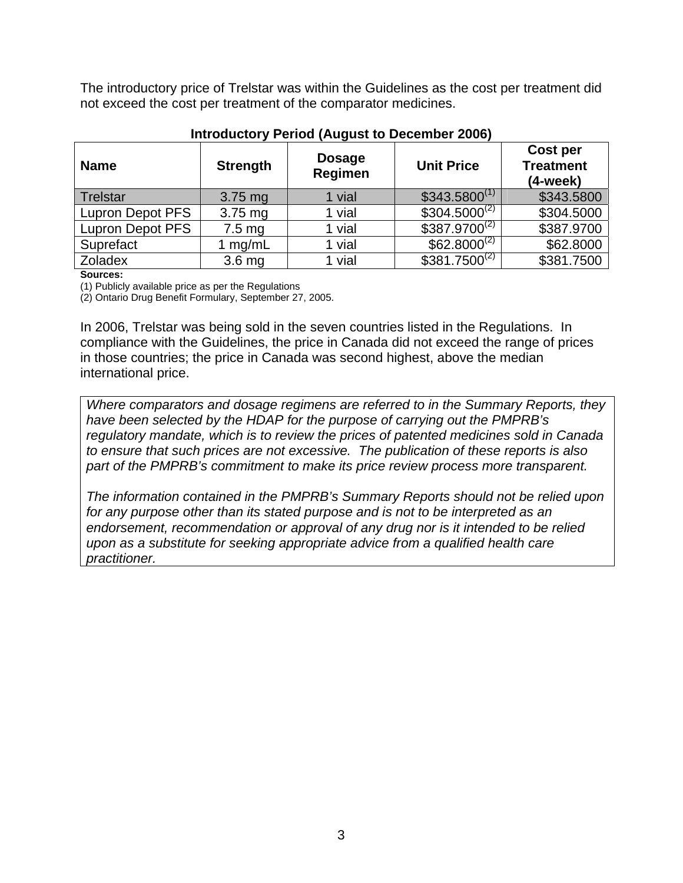The introductory price of Trelstar was within the Guidelines as the cost per treatment did not exceed the cost per treatment of the comparator medicines.

**Introductory Period (August to December 2006)**

| Name | Strength | Dosage Regimen | Unit Price | Cost per Treatment (4-week) |
|---|---|---|---|---|
| Trelstar | 3.75 mg | 1 vial | $343.5800[1] | $343.5800 |
| Lupron Depot PFS | 3.75 mg | 1 vial | $304.5000[2] | $304.5000 |
| Lupron Depot PFS | 7.5 mg | 1 vial | $387.9700[2] | $387.9700 |
| Suprefact | 1 mg/mL | 1 vial | $62.8000[2] | $62.8000 |
| Zoladex | 3.6 mg | 1 vial | $381.7500[2] | $381.7500 |

**Sources:**

(1) Publicly available price as per the Regulations

(2) Ontario Drug Benefit Formulary, September 27, 2005.

In 2006, Trelstar was being sold in the seven countries listed in the Regulations. In compliance with the Guidelines, the price in Canada did not exceed the range of prices in those countries; the price in Canada was second highest, above the median international price.

*Where comparators and dosage regimens are referred to in the Summary Reports, they have been selected by the HDAP for the purpose of carrying out the PMPRB's regulatory mandate, which is to review the prices of patented medicines sold in Canada to ensure that such prices are not excessive. The publication of these reports is also part of the PMPRB's commitment to make its price review process more transparent.*

*The information contained in the PMPRB's Summary Reports should not be relied upon for any purpose other than its stated purpose and is not to be interpreted as an endorsement, recommendation or approval of any drug nor is it intended to be relied upon as a substitute for seeking appropriate advice from a qualified health care practitioner.*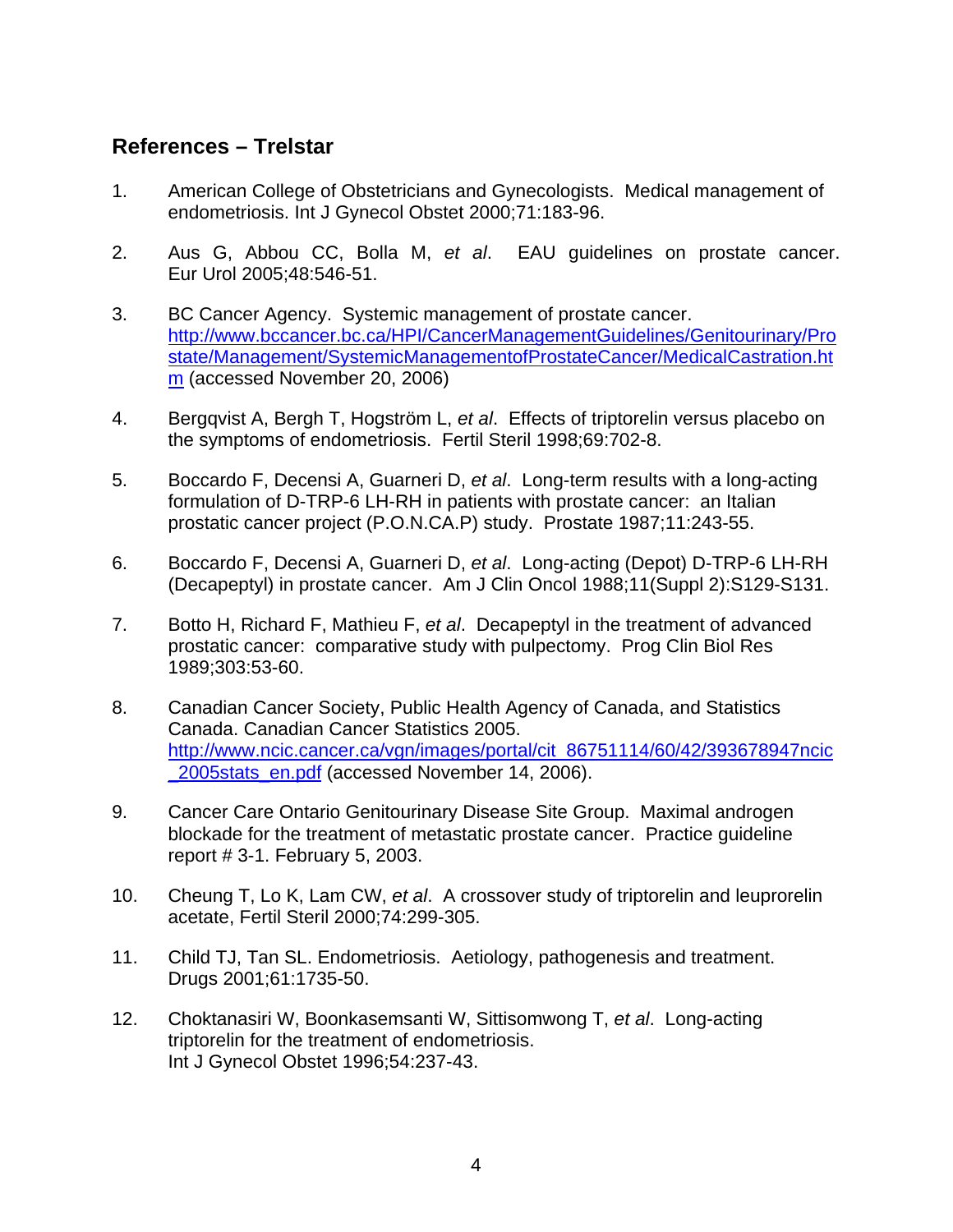## References – Trelstar

1. American College of Obstetricians and Gynecologists. Medical management of endometriosis. Int J Gynecol Obstet 2000;71:183-96.

2. Aus G, Abbou CC, Bolla M, *et al*. EAU guidelines on prostate cancer. Eur Urol 2005;48:546-51.

3. BC Cancer Agency. Systemic management of prostate cancer. http://www.bccancer.bc.ca/HPI/CancerManagementGuidelines/Genitourinary/Prostate/Management/SystemicManagementofProstateCancer/MedicalCastration.htm (accessed November 20, 2006)

4. Bergqvist A, Bergh T, Hogström L, *et al*. Effects of triptorelin versus placebo on the symptoms of endometriosis. Fertil Steril 1998;69:702-8.

5. Boccardo F, Decensi A, Guarneri D, *et al*. Long-term results with a long-acting formulation of D-TRP-6 LH-RH in patients with prostate cancer: an Italian prostatic cancer project (P.O.N.CA.P) study. Prostate 1987;11:243-55.

6. Boccardo F, Decensi A, Guarneri D, *et al*. Long-acting (Depot) D-TRP-6 LH-RH (Decapeptyl) in prostate cancer. Am J Clin Oncol 1988;11(Suppl 2):S129-S131.

7. Botto H, Richard F, Mathieu F, *et al*. Decapeptyl in the treatment of advanced prostatic cancer: comparative study with pulpectomy. Prog Clin Biol Res 1989;303:53-60.

8. Canadian Cancer Society, Public Health Agency of Canada, and Statistics Canada. Canadian Cancer Statistics 2005. http://www.ncic.cancer.ca/vgn/images/portal/cit_86751114/60/42/393678947ncic_2005stats_en.pdf (accessed November 14, 2006).

9. Cancer Care Ontario Genitourinary Disease Site Group. Maximal androgen blockade for the treatment of metastatic prostate cancer. Practice guideline report # 3-1. February 5, 2003.

10. Cheung T, Lo K, Lam CW, *et al*. A crossover study of triptorelin and leuprorelin acetate, Fertil Steril 2000;74:299-305.

11. Child TJ, Tan SL. Endometriosis. Aetiology, pathogenesis and treatment. Drugs 2001;61:1735-50.

12. Choktanasiri W, Boonkasemsanti W, Sittisomwong T, *et al*. Long-acting triptorelin for the treatment of endometriosis. Int J Gynecol Obstet 1996;54:237-43.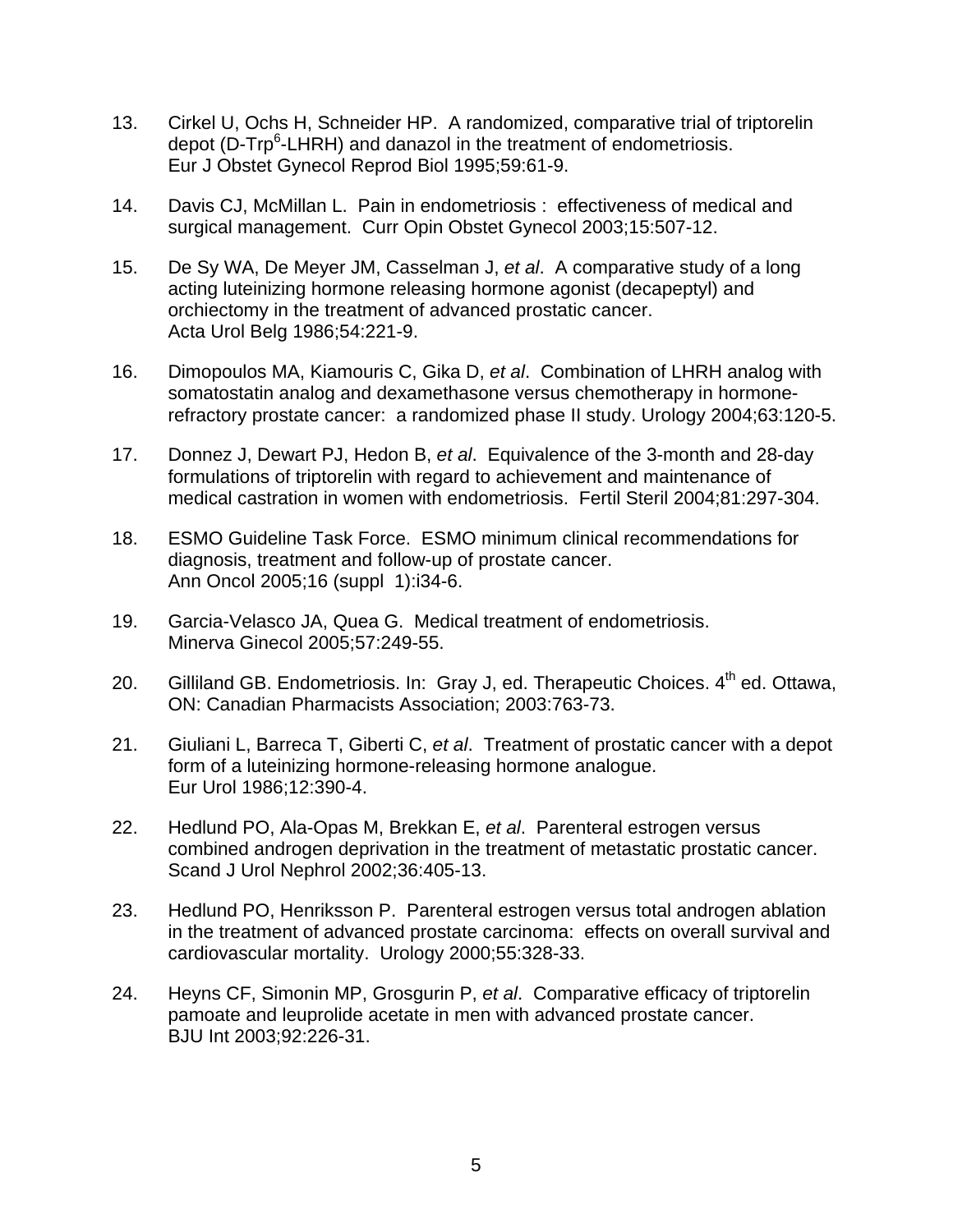13. Cirkel U, Ochs H, Schneider HP. A randomized, comparative trial of triptorelin depot (D-Trp$^6$-LHRH) and danazol in the treatment of endometriosis. Eur J Obstet Gynecol Reprod Biol 1995;59:61-9.

14. Davis CJ, McMillan L. Pain in endometriosis : effectiveness of medical and surgical management. Curr Opin Obstet Gynecol 2003;15:507-12.

15. De Sy WA, De Meyer JM, Casselman J, *et al*. A comparative study of a long acting luteinizing hormone releasing hormone agonist (decapeptyl) and orchiectomy in the treatment of advanced prostatic cancer. Acta Urol Belg 1986;54:221-9.

16. Dimopoulos MA, Kiamouris C, Gika D, *et al*. Combination of LHRH analog with somatostatin analog and dexamethasone versus chemotherapy in hormone-refractory prostate cancer: a randomized phase II study. Urology 2004;63:120-5.

17. Donnez J, Dewart PJ, Hedon B, *et al*. Equivalence of the 3-month and 28-day formulations of triptorelin with regard to achievement and maintenance of medical castration in women with endometriosis. Fertil Steril 2004;81:297-304.

18. ESMO Guideline Task Force. ESMO minimum clinical recommendations for diagnosis, treatment and follow-up of prostate cancer. Ann Oncol 2005;16 (suppl 1):i34-6.

19. Garcia-Velasco JA, Quea G. Medical treatment of endometriosis. Minerva Ginecol 2005;57:249-55.

20. Gilliland GB. Endometriosis. In: Gray J, ed. Therapeutic Choices. 4th ed. Ottawa, ON: Canadian Pharmacists Association; 2003:763-73.

21. Giuliani L, Barreca T, Giberti C, *et al*. Treatment of prostatic cancer with a depot form of a luteinizing hormone-releasing hormone analogue. Eur Urol 1986;12:390-4.

22. Hedlund PO, Ala-Opas M, Brekkan E, *et al*. Parenteral estrogen versus combined androgen deprivation in the treatment of metastatic prostatic cancer. Scand J Urol Nephrol 2002;36:405-13.

23. Hedlund PO, Henriksson P. Parenteral estrogen versus total androgen ablation in the treatment of advanced prostate carcinoma: effects on overall survival and cardiovascular mortality. Urology 2000;55:328-33.

24. Heyns CF, Simonin MP, Grosgurin P, *et al*. Comparative efficacy of triptorelin pamoate and leuprolide acetate in men with advanced prostate cancer. BJU Int 2003;92:226-31.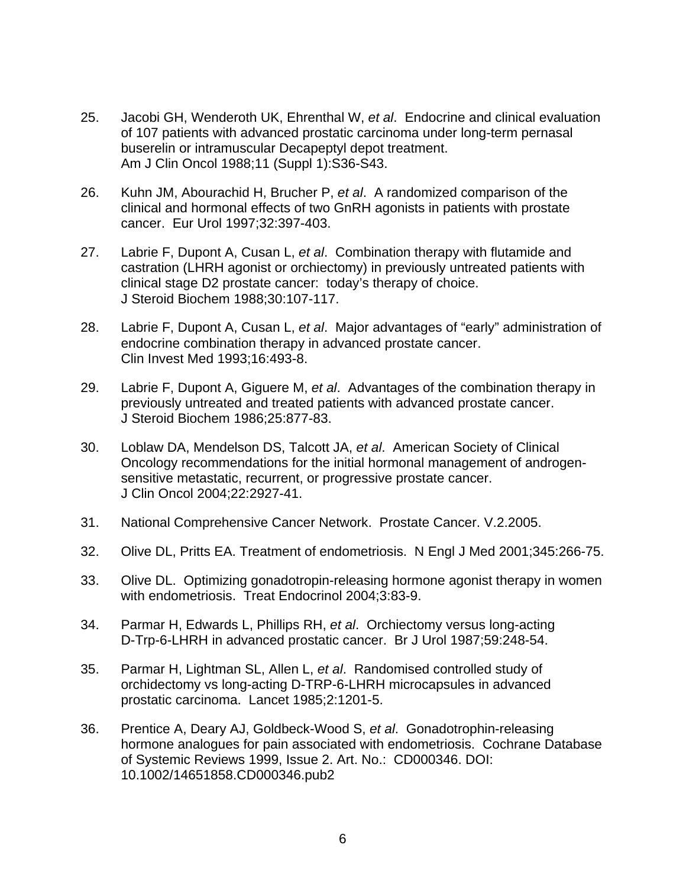25. Jacobi GH, Wenderoth UK, Ehrenthal W, *et al*. Endocrine and clinical evaluation of 107 patients with advanced prostatic carcinoma under long-term pernasal buserelin or intramuscular Decapeptyl depot treatment. Am J Clin Oncol 1988;11 (Suppl 1):S36-S43.

26. Kuhn JM, Abourachid H, Brucher P, *et al*. A randomized comparison of the clinical and hormonal effects of two GnRH agonists in patients with prostate cancer. Eur Urol 1997;32:397-403.

27. Labrie F, Dupont A, Cusan L, *et al*. Combination therapy with flutamide and castration (LHRH agonist or orchiectomy) in previously untreated patients with clinical stage D2 prostate cancer: today's therapy of choice. J Steroid Biochem 1988;30:107-117.

28. Labrie F, Dupont A, Cusan L, *et al*. Major advantages of "early" administration of endocrine combination therapy in advanced prostate cancer. Clin Invest Med 1993;16:493-8.

29. Labrie F, Dupont A, Giguere M, *et al*. Advantages of the combination therapy in previously untreated and treated patients with advanced prostate cancer. J Steroid Biochem 1986;25:877-83.

30. Loblaw DA, Mendelson DS, Talcott JA, *et al*. American Society of Clinical Oncology recommendations for the initial hormonal management of androgen-sensitive metastatic, recurrent, or progressive prostate cancer. J Clin Oncol 2004;22:2927-41.

31. National Comprehensive Cancer Network. Prostate Cancer. V.2.2005.

32. Olive DL, Pritts EA. Treatment of endometriosis. N Engl J Med 2001;345:266-75.

33. Olive DL. Optimizing gonadotropin-releasing hormone agonist therapy in women with endometriosis. Treat Endocrinol 2004;3:83-9.

34. Parmar H, Edwards L, Phillips RH, *et al*. Orchiectomy versus long-acting D-Trp-6-LHRH in advanced prostatic cancer. Br J Urol 1987;59:248-54.

35. Parmar H, Lightman SL, Allen L, *et al*. Randomised controlled study of orchidectomy vs long-acting D-TRP-6-LHRH microcapsules in advanced prostatic carcinoma. Lancet 1985;2:1201-5.

36. Prentice A, Deary AJ, Goldbeck-Wood S, *et al*. Gonadotrophin-releasing hormone analogues for pain associated with endometriosis. Cochrane Database of Systemic Reviews 1999, Issue 2. Art. No.: CD000346. DOI: 10.1002/14651858.CD000346.pub2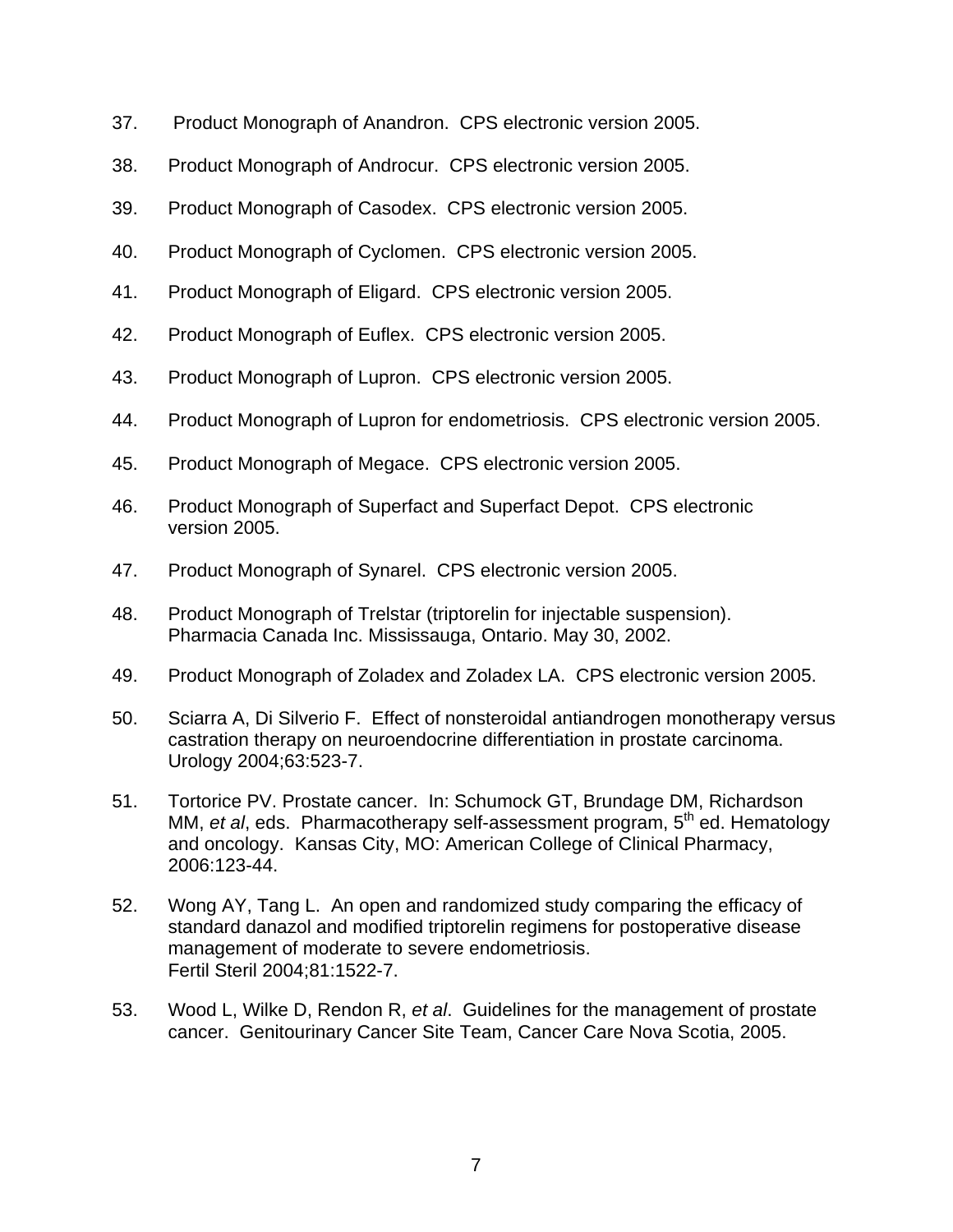37. Product Monograph of Anandron. CPS electronic version 2005.

38. Product Monograph of Androcur. CPS electronic version 2005.

39. Product Monograph of Casodex. CPS electronic version 2005.

40. Product Monograph of Cyclomen. CPS electronic version 2005.

41. Product Monograph of Eligard. CPS electronic version 2005.

42. Product Monograph of Euflex. CPS electronic version 2005.

43. Product Monograph of Lupron. CPS electronic version 2005.

44. Product Monograph of Lupron for endometriosis. CPS electronic version 2005.

45. Product Monograph of Megace. CPS electronic version 2005.

46. Product Monograph of Superfact and Superfact Depot. CPS electronic version 2005.

47. Product Monograph of Synarel. CPS electronic version 2005.

48. Product Monograph of Trelstar (triptorelin for injectable suspension). Pharmacia Canada Inc. Mississauga, Ontario. May 30, 2002.

49. Product Monograph of Zoladex and Zoladex LA. CPS electronic version 2005.

50. Sciarra A, Di Silverio F. Effect of nonsteroidal antiandrogen monotherapy versus castration therapy on neuroendocrine differentiation in prostate carcinoma. Urology 2004;63:523-7.

51. Tortorice PV. Prostate cancer. In: Schumock GT, Brundage DM, Richardson MM, *et al*, eds. Pharmacotherapy self-assessment program, 5th ed. Hematology and oncology. Kansas City, MO: American College of Clinical Pharmacy, 2006:123-44.

52. Wong AY, Tang L. An open and randomized study comparing the efficacy of standard danazol and modified triptorelin regimens for postoperative disease management of moderate to severe endometriosis. Fertil Steril 2004;81:1522-7.

53. Wood L, Wilke D, Rendon R, *et al*. Guidelines for the management of prostate cancer. Genitourinary Cancer Site Team, Cancer Care Nova Scotia, 2005.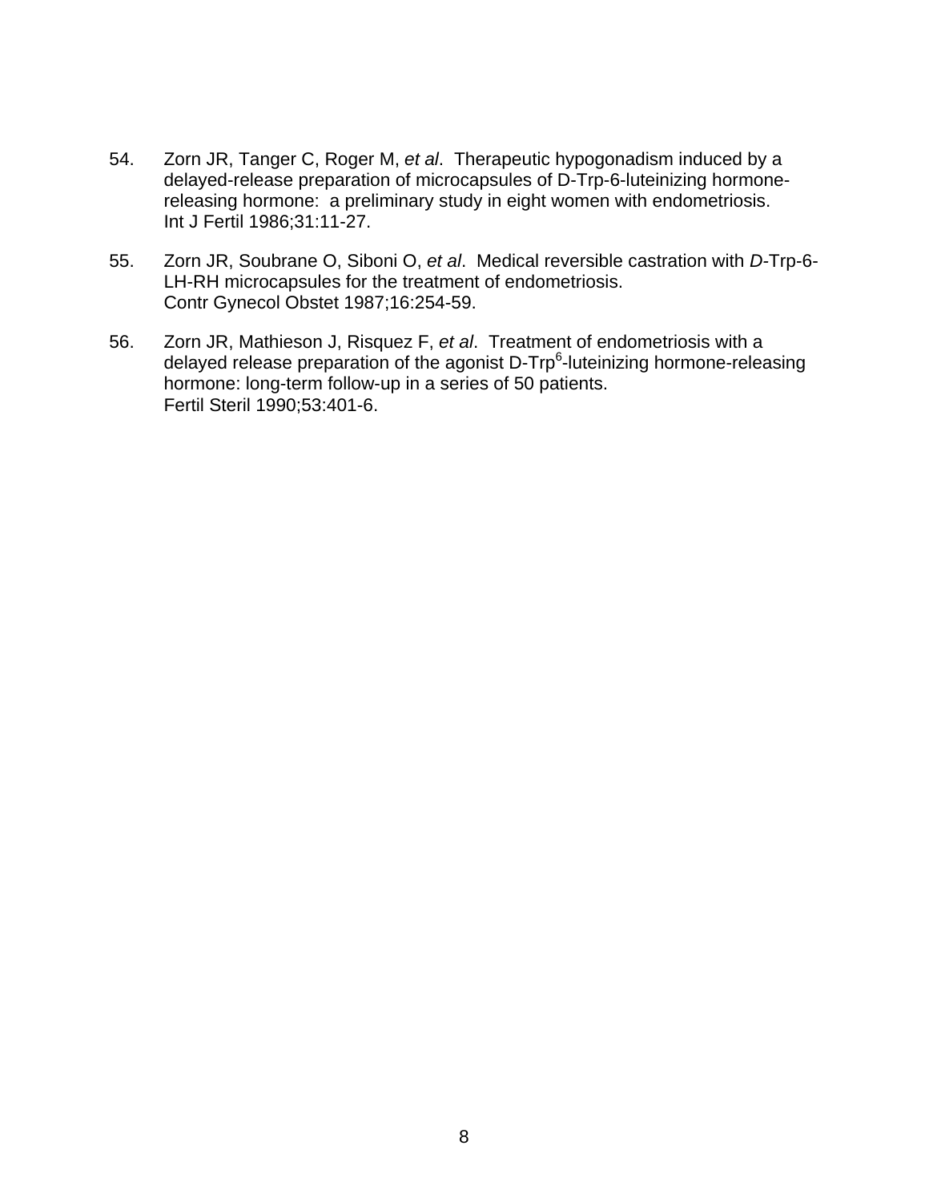54. Zorn JR, Tanger C, Roger M, *et al*. Therapeutic hypogonadism induced by a delayed-release preparation of microcapsules of D-Trp-6-luteinizing hormone-releasing hormone: a preliminary study in eight women with endometriosis. Int J Fertil 1986;31:11-27.

55. Zorn JR, Soubrane O, Siboni O, *et al*. Medical reversible castration with *D*-Trp-6-LH-RH microcapsules for the treatment of endometriosis. Contr Gynecol Obstet 1987;16:254-59.

56. Zorn JR, Mathieson J, Risquez F, *et al*. Treatment of endometriosis with a delayed release preparation of the agonist D-Trp$^{6}$-luteinizing hormone-releasing hormone: long-term follow-up in a series of 50 patients. Fertil Steril 1990;53:401-6.